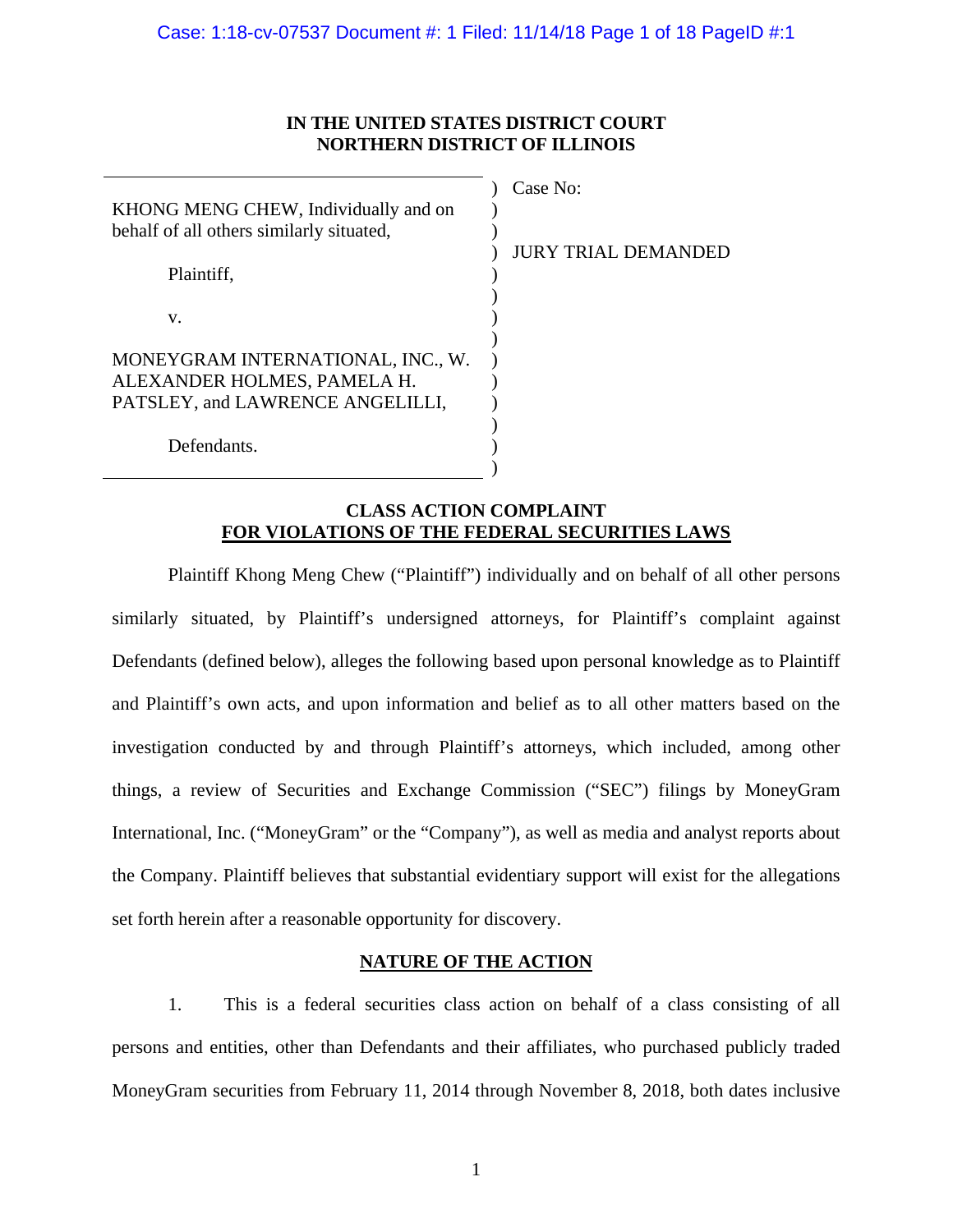Case: 1:18-cv-07537 Document #: 1 Filed: 11/14/18 Page 1 of 18 PageID #:1

**IN THE UNITED STATES DISTRICT COURT**
**NORTHERN DISTRICT OF ILLINOIS**

| | |
|---|---|
| KHONG MENG CHEW, Individually and on behalf of all others similarly situated, | Case No: |
| Plaintiff, | JURY TRIAL DEMANDED |
| v. | |
| MONEYGRAM INTERNATIONAL, INC., W. ALEXANDER HOLMES, PAMELA H. PATSLEY, and LAWRENCE ANGELILLI, | |
| Defendants. | |

## CLASS ACTION COMPLAINT FOR VIOLATIONS OF THE FEDERAL SECURITIES LAWS

Plaintiff Khong Meng Chew ("Plaintiff") individually and on behalf of all other persons similarly situated, by Plaintiff's undersigned attorneys, for Plaintiff's complaint against Defendants (defined below), alleges the following based upon personal knowledge as to Plaintiff and Plaintiff's own acts, and upon information and belief as to all other matters based on the investigation conducted by and through Plaintiff's attorneys, which included, among other things, a review of Securities and Exchange Commission ("SEC") filings by MoneyGram International, Inc. ("MoneyGram" or the "Company"), as well as media and analyst reports about the Company. Plaintiff believes that substantial evidentiary support will exist for the allegations set forth herein after a reasonable opportunity for discovery.

## NATURE OF THE ACTION

1. This is a federal securities class action on behalf of a class consisting of all persons and entities, other than Defendants and their affiliates, who purchased publicly traded MoneyGram securities from February 11, 2014 through November 8, 2018, both dates inclusive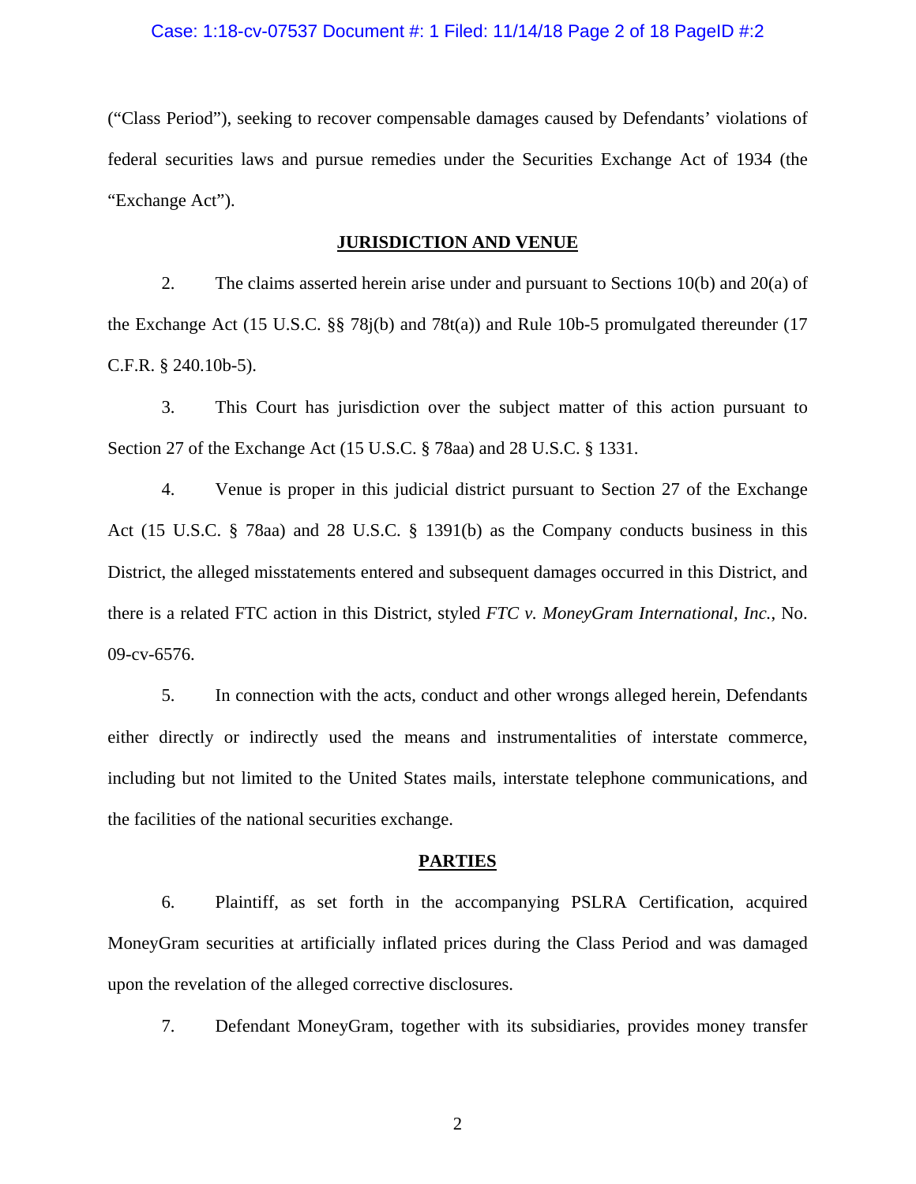("Class Period"), seeking to recover compensable damages caused by Defendants' violations of federal securities laws and pursue remedies under the Securities Exchange Act of 1934 (the "Exchange Act").

## JURISDICTION AND VENUE

2. The claims asserted herein arise under and pursuant to Sections 10(b) and 20(a) of the Exchange Act (15 U.S.C. §§ 78j(b) and 78t(a)) and Rule 10b-5 promulgated thereunder (17 C.F.R. § 240.10b-5).

3. This Court has jurisdiction over the subject matter of this action pursuant to Section 27 of the Exchange Act (15 U.S.C. § 78aa) and 28 U.S.C. § 1331.

4. Venue is proper in this judicial district pursuant to Section 27 of the Exchange Act (15 U.S.C. § 78aa) and 28 U.S.C. § 1391(b) as the Company conducts business in this District, the alleged misstatements entered and subsequent damages occurred in this District, and there is a related FTC action in this District, styled *FTC v. MoneyGram International, Inc.*, No. 09-cv-6576.

5. In connection with the acts, conduct and other wrongs alleged herein, Defendants either directly or indirectly used the means and instrumentalities of interstate commerce, including but not limited to the United States mails, interstate telephone communications, and the facilities of the national securities exchange.

## PARTIES

6. Plaintiff, as set forth in the accompanying PSLRA Certification, acquired MoneyGram securities at artificially inflated prices during the Class Period and was damaged upon the revelation of the alleged corrective disclosures.

7. Defendant MoneyGram, together with its subsidiaries, provides money transfer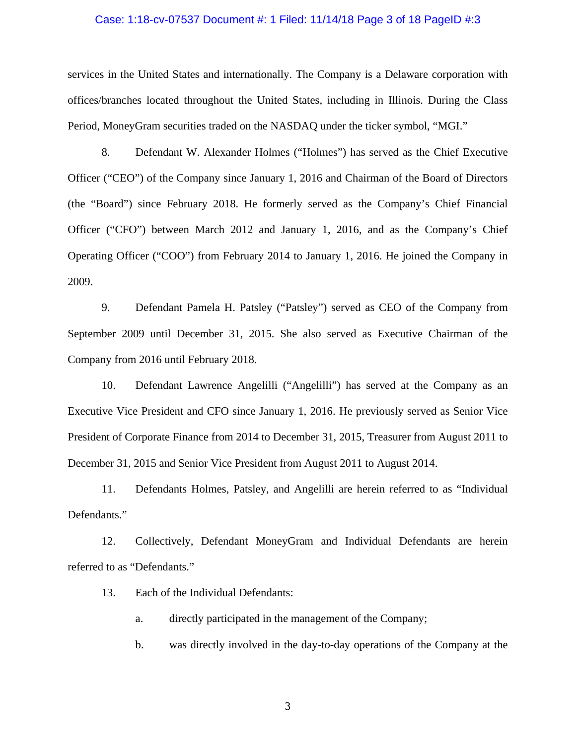services in the United States and internationally. The Company is a Delaware corporation with offices/branches located throughout the United States, including in Illinois. During the Class Period, MoneyGram securities traded on the NASDAQ under the ticker symbol, "MGI."

8. Defendant W. Alexander Holmes ("Holmes") has served as the Chief Executive Officer ("CEO") of the Company since January 1, 2016 and Chairman of the Board of Directors (the "Board") since February 2018. He formerly served as the Company's Chief Financial Officer ("CFO") between March 2012 and January 1, 2016, and as the Company's Chief Operating Officer ("COO") from February 2014 to January 1, 2016. He joined the Company in 2009.

9. Defendant Pamela H. Patsley ("Patsley") served as CEO of the Company from September 2009 until December 31, 2015. She also served as Executive Chairman of the Company from 2016 until February 2018.

10. Defendant Lawrence Angelilli ("Angelilli") has served at the Company as an Executive Vice President and CFO since January 1, 2016. He previously served as Senior Vice President of Corporate Finance from 2014 to December 31, 2015, Treasurer from August 2011 to December 31, 2015 and Senior Vice President from August 2011 to August 2014.

11. Defendants Holmes, Patsley, and Angelilli are herein referred to as "Individual Defendants."

12. Collectively, Defendant MoneyGram and Individual Defendants are herein referred to as "Defendants."

13. Each of the Individual Defendants:

a. directly participated in the management of the Company;

b. was directly involved in the day-to-day operations of the Company at the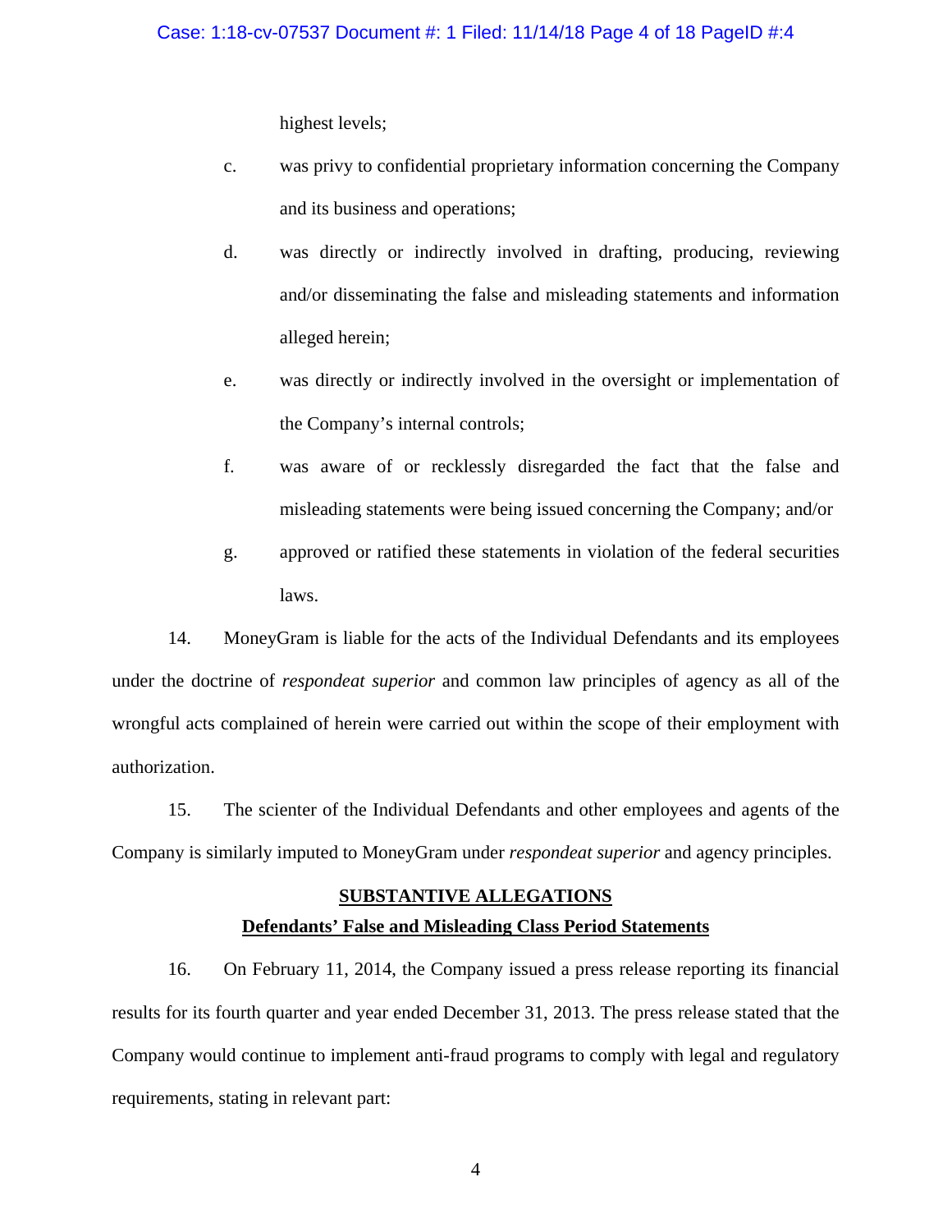highest levels;

c. was privy to confidential proprietary information concerning the Company and its business and operations;

d. was directly or indirectly involved in drafting, producing, reviewing and/or disseminating the false and misleading statements and information alleged herein;

e. was directly or indirectly involved in the oversight or implementation of the Company's internal controls;

f. was aware of or recklessly disregarded the fact that the false and misleading statements were being issued concerning the Company; and/or

g. approved or ratified these statements in violation of the federal securities laws.

14. MoneyGram is liable for the acts of the Individual Defendants and its employees under the doctrine of *respondeat superior* and common law principles of agency as all of the wrongful acts complained of herein were carried out within the scope of their employment with authorization.

15. The scienter of the Individual Defendants and other employees and agents of the Company is similarly imputed to MoneyGram under *respondeat superior* and agency principles.

## SUBSTANTIVE ALLEGATIONS

### Defendants' False and Misleading Class Period Statements

16. On February 11, 2014, the Company issued a press release reporting its financial results for its fourth quarter and year ended December 31, 2013. The press release stated that the Company would continue to implement anti-fraud programs to comply with legal and regulatory requirements, stating in relevant part: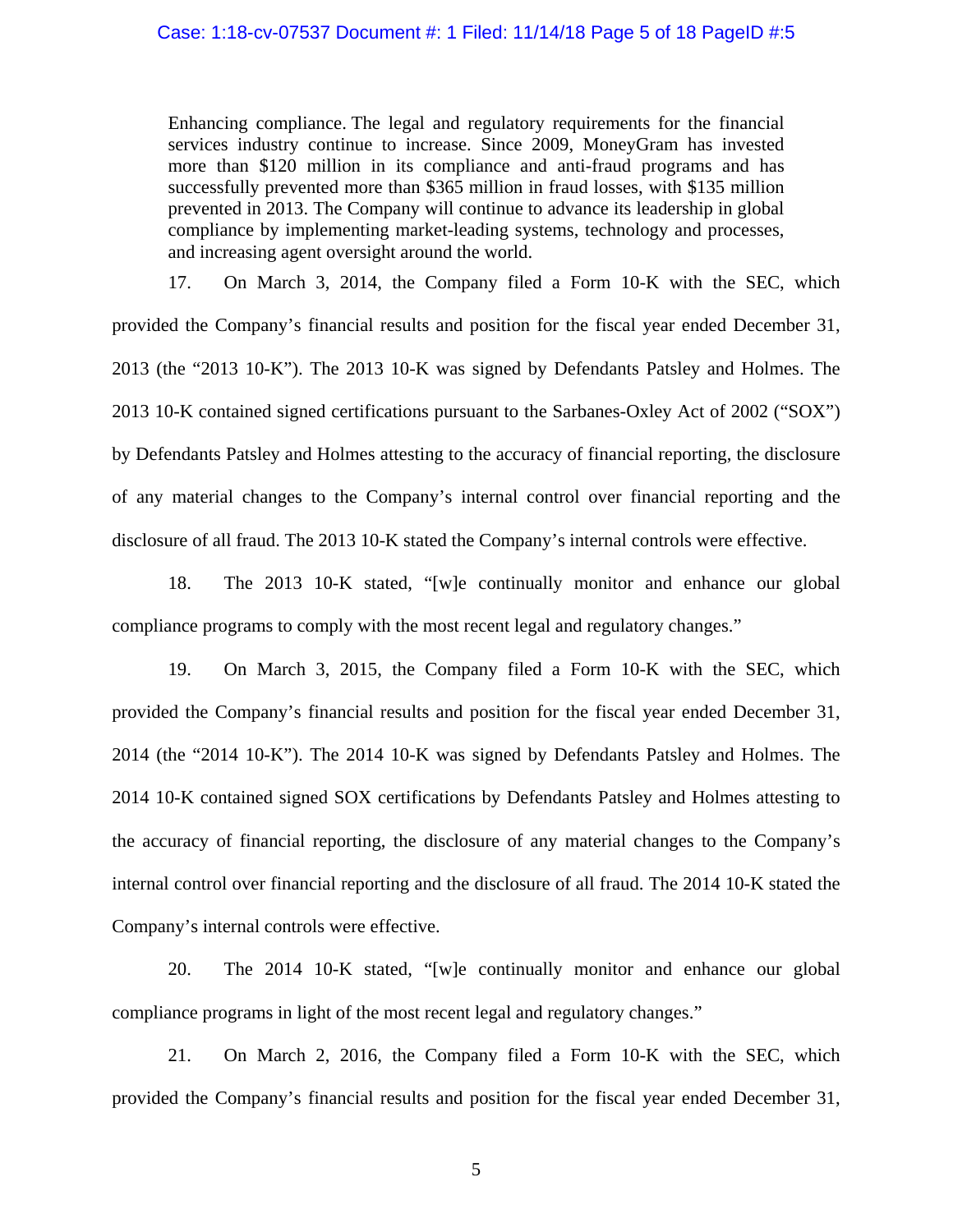> Enhancing compliance. The legal and regulatory requirements for the financial services industry continue to increase. Since 2009, MoneyGram has invested more than $120 million in its compliance and anti-fraud programs and has successfully prevented more than $365 million in fraud losses, with $135 million prevented in 2013. The Company will continue to advance its leadership in global compliance by implementing market-leading systems, technology and processes, and increasing agent oversight around the world.

17. On March 3, 2014, the Company filed a Form 10-K with the SEC, which provided the Company's financial results and position for the fiscal year ended December 31, 2013 (the "2013 10-K"). The 2013 10-K was signed by Defendants Patsley and Holmes. The 2013 10-K contained signed certifications pursuant to the Sarbanes-Oxley Act of 2002 ("SOX") by Defendants Patsley and Holmes attesting to the accuracy of financial reporting, the disclosure of any material changes to the Company's internal control over financial reporting and the disclosure of all fraud. The 2013 10-K stated the Company's internal controls were effective.

18. The 2013 10-K stated, "[w]e continually monitor and enhance our global compliance programs to comply with the most recent legal and regulatory changes."

19. On March 3, 2015, the Company filed a Form 10-K with the SEC, which provided the Company's financial results and position for the fiscal year ended December 31, 2014 (the "2014 10-K"). The 2014 10-K was signed by Defendants Patsley and Holmes. The 2014 10-K contained signed SOX certifications by Defendants Patsley and Holmes attesting to the accuracy of financial reporting, the disclosure of any material changes to the Company's internal control over financial reporting and the disclosure of all fraud. The 2014 10-K stated the Company's internal controls were effective.

20. The 2014 10-K stated, "[w]e continually monitor and enhance our global compliance programs in light of the most recent legal and regulatory changes."

21. On March 2, 2016, the Company filed a Form 10-K with the SEC, which provided the Company's financial results and position for the fiscal year ended December 31,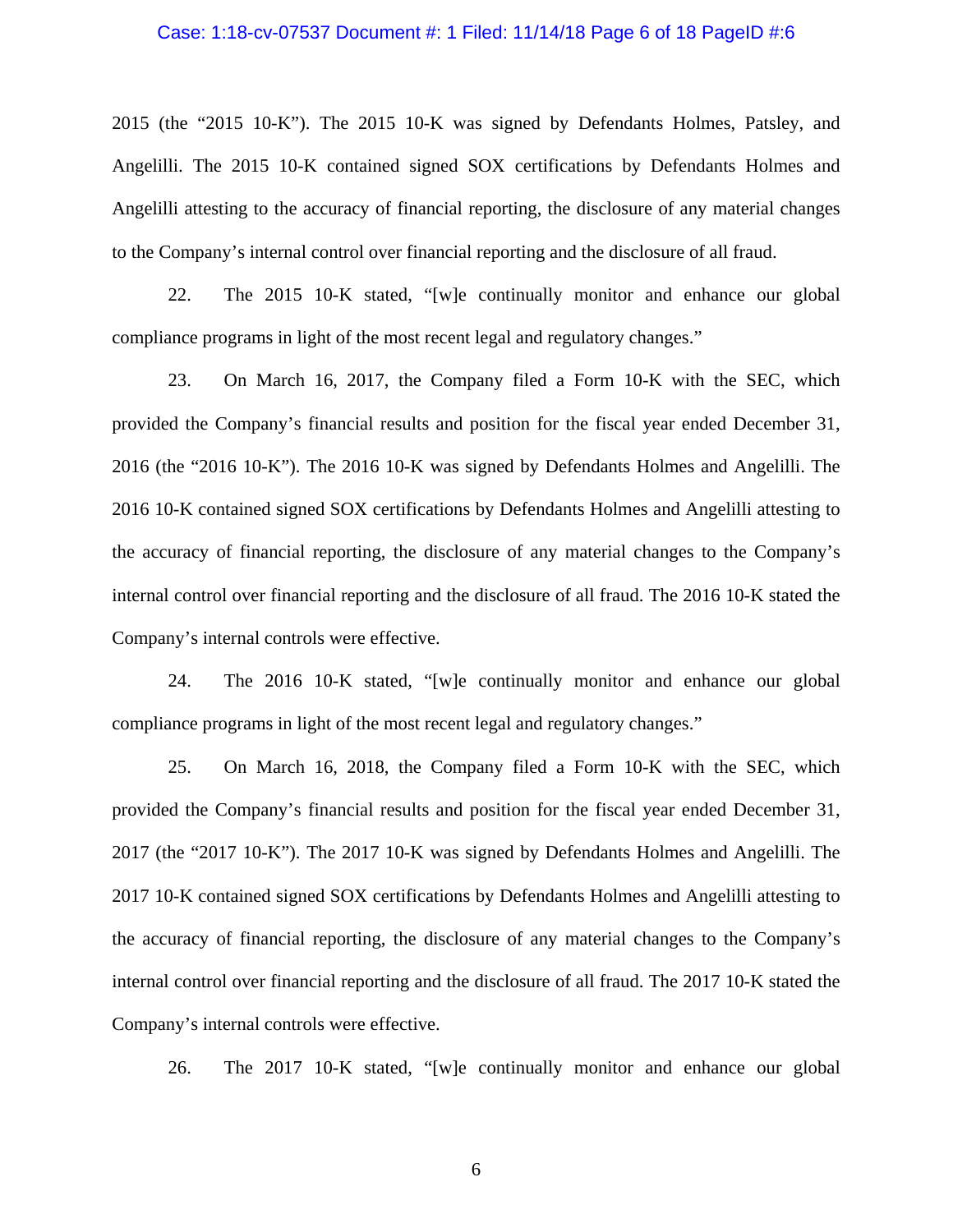2015 (the "2015 10-K"). The 2015 10-K was signed by Defendants Holmes, Patsley, and Angelilli. The 2015 10-K contained signed SOX certifications by Defendants Holmes and Angelilli attesting to the accuracy of financial reporting, the disclosure of any material changes to the Company's internal control over financial reporting and the disclosure of all fraud.

22. The 2015 10-K stated, "[w]e continually monitor and enhance our global compliance programs in light of the most recent legal and regulatory changes."

23. On March 16, 2017, the Company filed a Form 10-K with the SEC, which provided the Company's financial results and position for the fiscal year ended December 31, 2016 (the "2016 10-K"). The 2016 10-K was signed by Defendants Holmes and Angelilli. The 2016 10-K contained signed SOX certifications by Defendants Holmes and Angelilli attesting to the accuracy of financial reporting, the disclosure of any material changes to the Company's internal control over financial reporting and the disclosure of all fraud. The 2016 10-K stated the Company's internal controls were effective.

24. The 2016 10-K stated, "[w]e continually monitor and enhance our global compliance programs in light of the most recent legal and regulatory changes."

25. On March 16, 2018, the Company filed a Form 10-K with the SEC, which provided the Company's financial results and position for the fiscal year ended December 31, 2017 (the "2017 10-K"). The 2017 10-K was signed by Defendants Holmes and Angelilli. The 2017 10-K contained signed SOX certifications by Defendants Holmes and Angelilli attesting to the accuracy of financial reporting, the disclosure of any material changes to the Company's internal control over financial reporting and the disclosure of all fraud. The 2017 10-K stated the Company's internal controls were effective.

26. The 2017 10-K stated, "[w]e continually monitor and enhance our global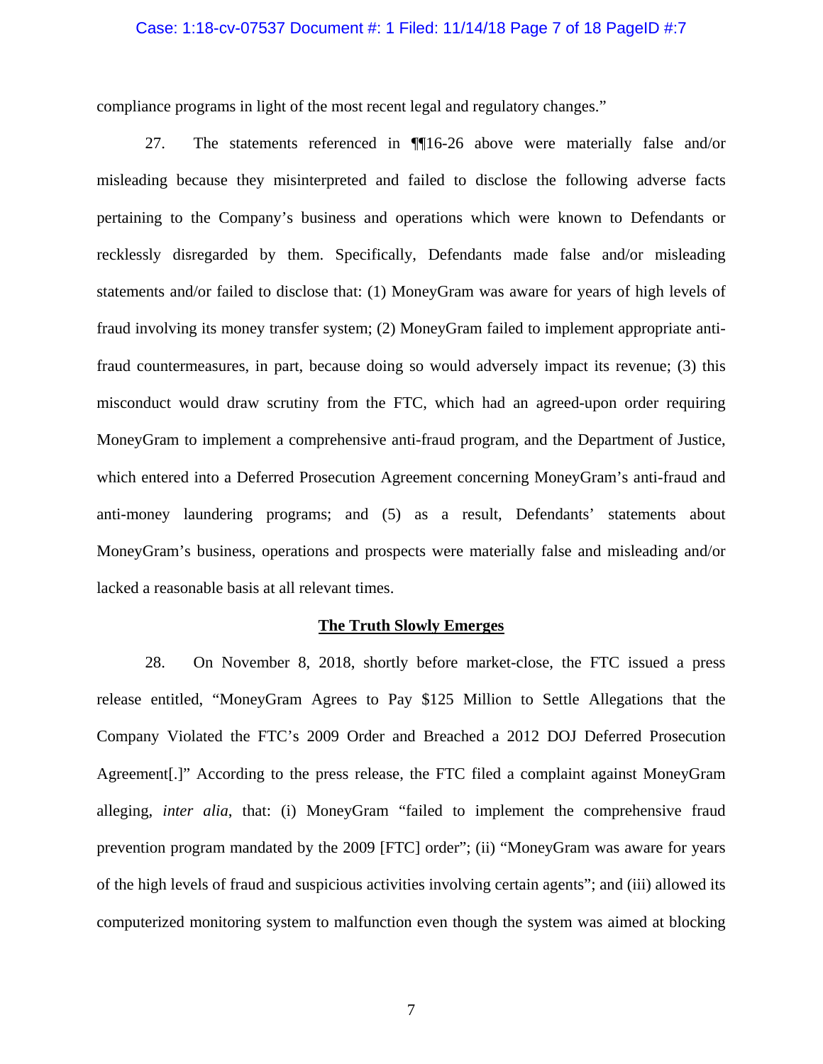compliance programs in light of the most recent legal and regulatory changes."

27. The statements referenced in ¶¶16-26 above were materially false and/or misleading because they misinterpreted and failed to disclose the following adverse facts pertaining to the Company's business and operations which were known to Defendants or recklessly disregarded by them. Specifically, Defendants made false and/or misleading statements and/or failed to disclose that: (1) MoneyGram was aware for years of high levels of fraud involving its money transfer system; (2) MoneyGram failed to implement appropriate anti-fraud countermeasures, in part, because doing so would adversely impact its revenue; (3) this misconduct would draw scrutiny from the FTC, which had an agreed-upon order requiring MoneyGram to implement a comprehensive anti-fraud program, and the Department of Justice, which entered into a Deferred Prosecution Agreement concerning MoneyGram's anti-fraud and anti-money laundering programs; and (5) as a result, Defendants' statements about MoneyGram's business, operations and prospects were materially false and misleading and/or lacked a reasonable basis at all relevant times.

## The Truth Slowly Emerges

28. On November 8, 2018, shortly before market-close, the FTC issued a press release entitled, "MoneyGram Agrees to Pay $125 Million to Settle Allegations that the Company Violated the FTC's 2009 Order and Breached a 2012 DOJ Deferred Prosecution Agreement[.]" According to the press release, the FTC filed a complaint against MoneyGram alleging, *inter alia*, that: (i) MoneyGram "failed to implement the comprehensive fraud prevention program mandated by the 2009 [FTC] order"; (ii) "MoneyGram was aware for years of the high levels of fraud and suspicious activities involving certain agents"; and (iii) allowed its computerized monitoring system to malfunction even though the system was aimed at blocking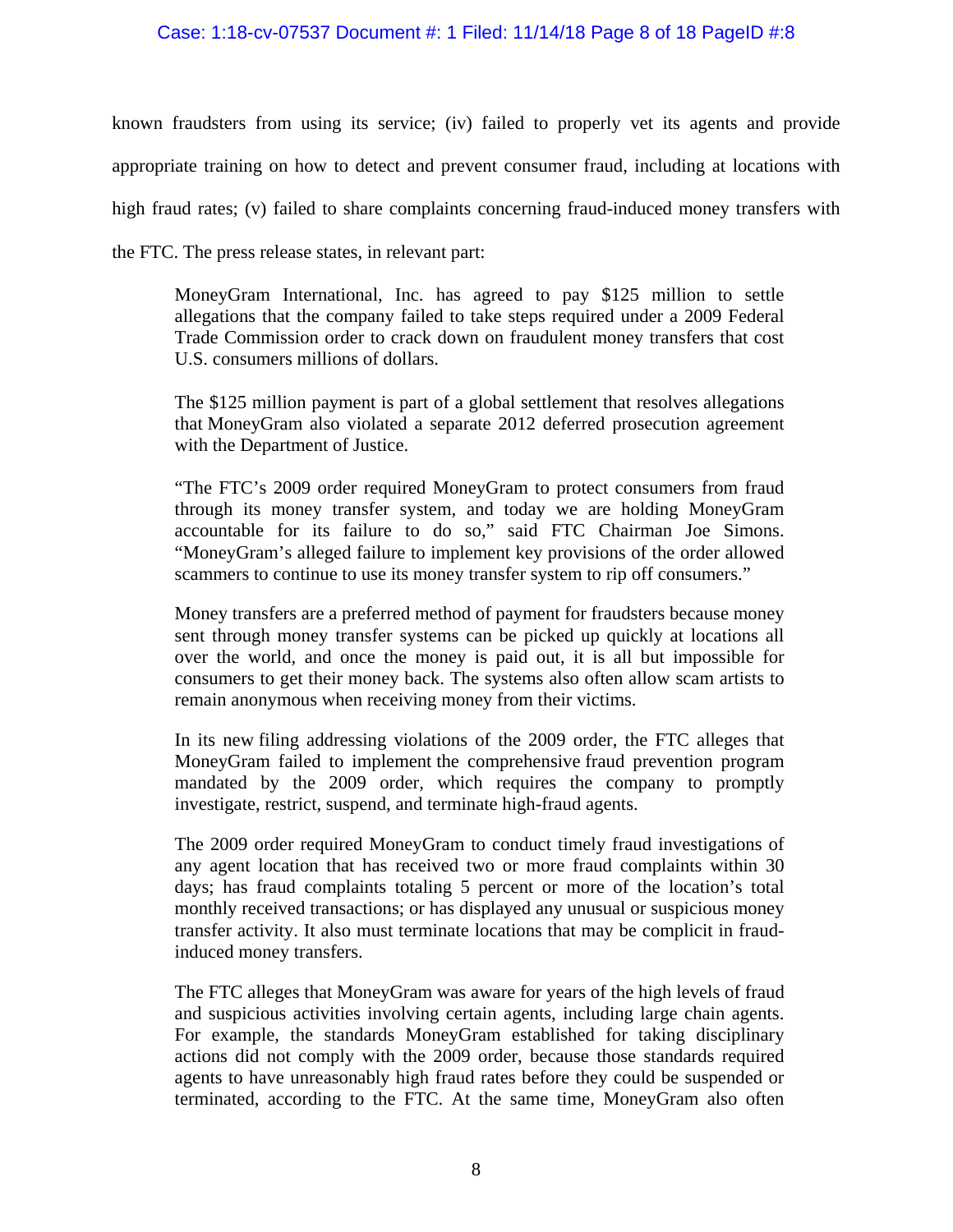known fraudsters from using its service; (iv) failed to properly vet its agents and provide appropriate training on how to detect and prevent consumer fraud, including at locations with high fraud rates; (v) failed to share complaints concerning fraud-induced money transfers with the FTC. The press release states, in relevant part:

> MoneyGram International, Inc. has agreed to pay $125 million to settle allegations that the company failed to take steps required under a 2009 Federal Trade Commission order to crack down on fraudulent money transfers that cost U.S. consumers millions of dollars.
>
> The $125 million payment is part of a global settlement that resolves allegations that MoneyGram also violated a separate 2012 deferred prosecution agreement with the Department of Justice.
>
> "The FTC's 2009 order required MoneyGram to protect consumers from fraud through its money transfer system, and today we are holding MoneyGram accountable for its failure to do so," said FTC Chairman Joe Simons. "MoneyGram's alleged failure to implement key provisions of the order allowed scammers to continue to use its money transfer system to rip off consumers."
>
> Money transfers are a preferred method of payment for fraudsters because money sent through money transfer systems can be picked up quickly at locations all over the world, and once the money is paid out, it is all but impossible for consumers to get their money back. The systems also often allow scam artists to remain anonymous when receiving money from their victims.
>
> In its new filing addressing violations of the 2009 order, the FTC alleges that MoneyGram failed to implement the comprehensive fraud prevention program mandated by the 2009 order, which requires the company to promptly investigate, restrict, suspend, and terminate high-fraud agents.
>
> The 2009 order required MoneyGram to conduct timely fraud investigations of any agent location that has received two or more fraud complaints within 30 days; has fraud complaints totaling 5 percent or more of the location's total monthly received transactions; or has displayed any unusual or suspicious money transfer activity. It also must terminate locations that may be complicit in fraud-induced money transfers.
>
> The FTC alleges that MoneyGram was aware for years of the high levels of fraud and suspicious activities involving certain agents, including large chain agents. For example, the standards MoneyGram established for taking disciplinary actions did not comply with the 2009 order, because those standards required agents to have unreasonably high fraud rates before they could be suspended or terminated, according to the FTC. At the same time, MoneyGram also often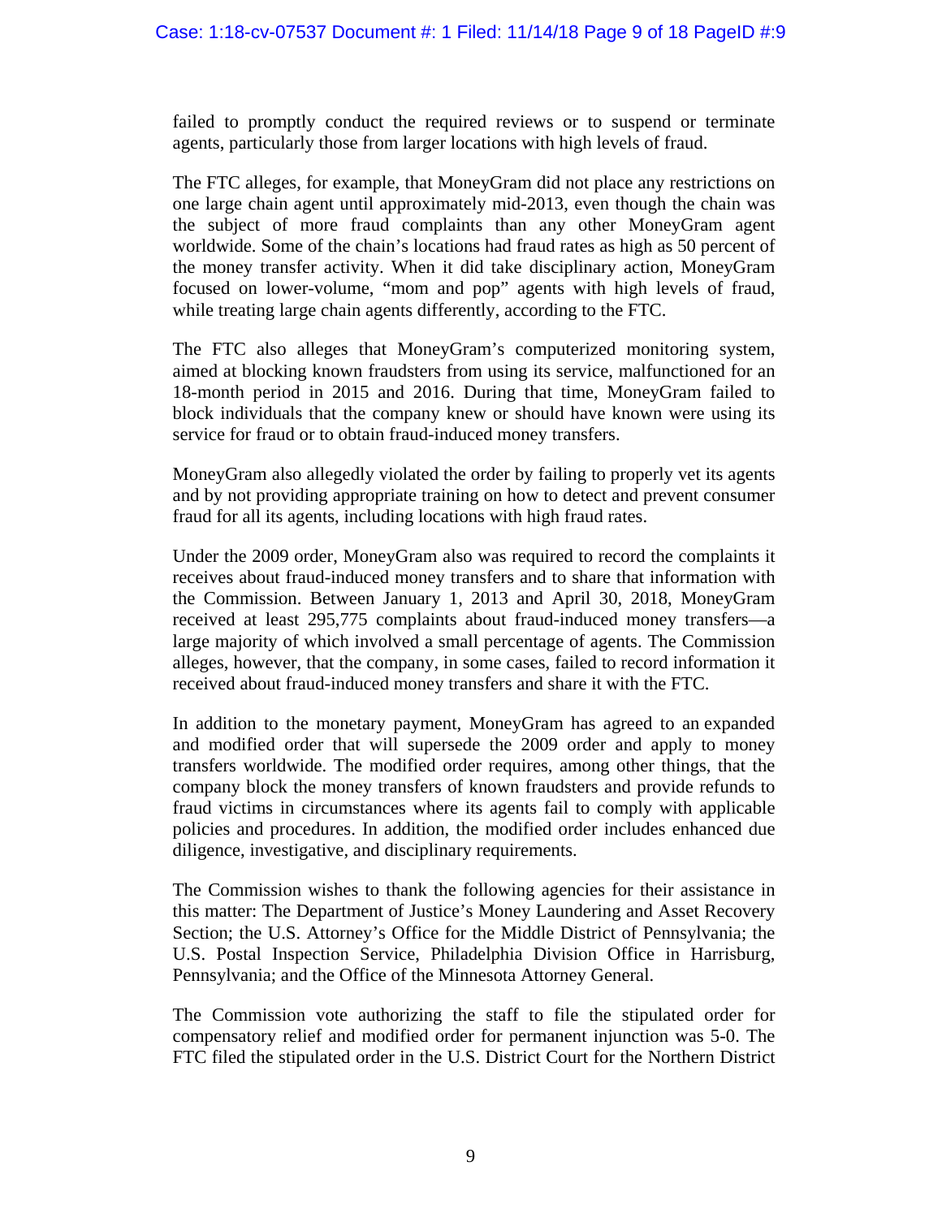failed to promptly conduct the required reviews or to suspend or terminate agents, particularly those from larger locations with high levels of fraud.

The FTC alleges, for example, that MoneyGram did not place any restrictions on one large chain agent until approximately mid-2013, even though the chain was the subject of more fraud complaints than any other MoneyGram agent worldwide. Some of the chain's locations had fraud rates as high as 50 percent of the money transfer activity. When it did take disciplinary action, MoneyGram focused on lower-volume, "mom and pop" agents with high levels of fraud, while treating large chain agents differently, according to the FTC.

The FTC also alleges that MoneyGram's computerized monitoring system, aimed at blocking known fraudsters from using its service, malfunctioned for an 18-month period in 2015 and 2016. During that time, MoneyGram failed to block individuals that the company knew or should have known were using its service for fraud or to obtain fraud-induced money transfers.

MoneyGram also allegedly violated the order by failing to properly vet its agents and by not providing appropriate training on how to detect and prevent consumer fraud for all its agents, including locations with high fraud rates.

Under the 2009 order, MoneyGram also was required to record the complaints it receives about fraud-induced money transfers and to share that information with the Commission. Between January 1, 2013 and April 30, 2018, MoneyGram received at least 295,775 complaints about fraud-induced money transfers—a large majority of which involved a small percentage of agents. The Commission alleges, however, that the company, in some cases, failed to record information it received about fraud-induced money transfers and share it with the FTC.

In addition to the monetary payment, MoneyGram has agreed to an expanded and modified order that will supersede the 2009 order and apply to money transfers worldwide. The modified order requires, among other things, that the company block the money transfers of known fraudsters and provide refunds to fraud victims in circumstances where its agents fail to comply with applicable policies and procedures. In addition, the modified order includes enhanced due diligence, investigative, and disciplinary requirements.

The Commission wishes to thank the following agencies for their assistance in this matter: The Department of Justice's Money Laundering and Asset Recovery Section; the U.S. Attorney's Office for the Middle District of Pennsylvania; the U.S. Postal Inspection Service, Philadelphia Division Office in Harrisburg, Pennsylvania; and the Office of the Minnesota Attorney General.

The Commission vote authorizing the staff to file the stipulated order for compensatory relief and modified order for permanent injunction was 5-0. The FTC filed the stipulated order in the U.S. District Court for the Northern District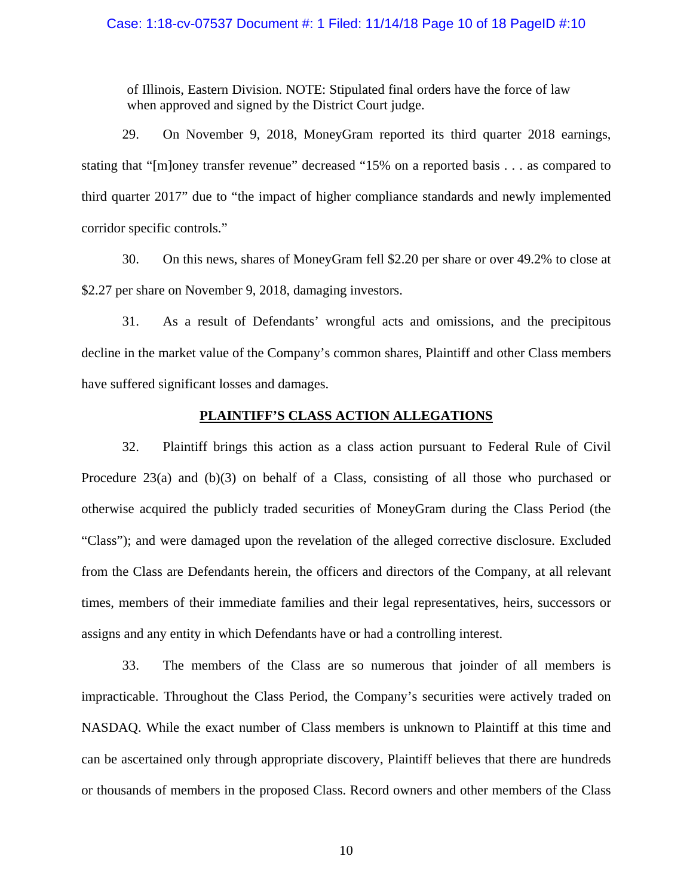of Illinois, Eastern Division. NOTE: Stipulated final orders have the force of law when approved and signed by the District Court judge.

29. On November 9, 2018, MoneyGram reported its third quarter 2018 earnings, stating that "[m]oney transfer revenue" decreased "15% on a reported basis . . . as compared to third quarter 2017" due to "the impact of higher compliance standards and newly implemented corridor specific controls."

30. On this news, shares of MoneyGram fell $2.20 per share or over 49.2% to close at $2.27 per share on November 9, 2018, damaging investors.

31. As a result of Defendants' wrongful acts and omissions, and the precipitous decline in the market value of the Company's common shares, Plaintiff and other Class members have suffered significant losses and damages.

## PLAINTIFF'S CLASS ACTION ALLEGATIONS

32. Plaintiff brings this action as a class action pursuant to Federal Rule of Civil Procedure 23(a) and (b)(3) on behalf of a Class, consisting of all those who purchased or otherwise acquired the publicly traded securities of MoneyGram during the Class Period (the "Class"); and were damaged upon the revelation of the alleged corrective disclosure. Excluded from the Class are Defendants herein, the officers and directors of the Company, at all relevant times, members of their immediate families and their legal representatives, heirs, successors or assigns and any entity in which Defendants have or had a controlling interest.

33. The members of the Class are so numerous that joinder of all members is impracticable. Throughout the Class Period, the Company's securities were actively traded on NASDAQ. While the exact number of Class members is unknown to Plaintiff at this time and can be ascertained only through appropriate discovery, Plaintiff believes that there are hundreds or thousands of members in the proposed Class. Record owners and other members of the Class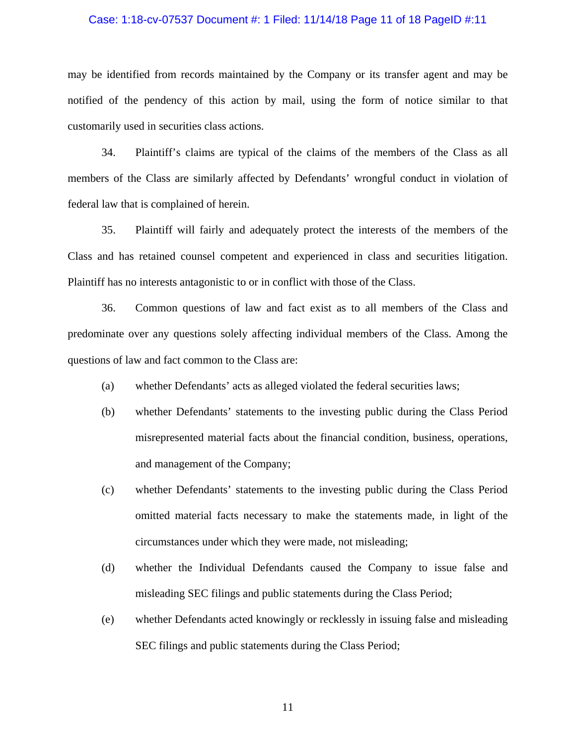may be identified from records maintained by the Company or its transfer agent and may be notified of the pendency of this action by mail, using the form of notice similar to that customarily used in securities class actions.

34. Plaintiff's claims are typical of the claims of the members of the Class as all members of the Class are similarly affected by Defendants' wrongful conduct in violation of federal law that is complained of herein.

35. Plaintiff will fairly and adequately protect the interests of the members of the Class and has retained counsel competent and experienced in class and securities litigation. Plaintiff has no interests antagonistic to or in conflict with those of the Class.

36. Common questions of law and fact exist as to all members of the Class and predominate over any questions solely affecting individual members of the Class. Among the questions of law and fact common to the Class are:

(a) whether Defendants' acts as alleged violated the federal securities laws;

(b) whether Defendants' statements to the investing public during the Class Period misrepresented material facts about the financial condition, business, operations, and management of the Company;

(c) whether Defendants' statements to the investing public during the Class Period omitted material facts necessary to make the statements made, in light of the circumstances under which they were made, not misleading;

(d) whether the Individual Defendants caused the Company to issue false and misleading SEC filings and public statements during the Class Period;

(e) whether Defendants acted knowingly or recklessly in issuing false and misleading SEC filings and public statements during the Class Period;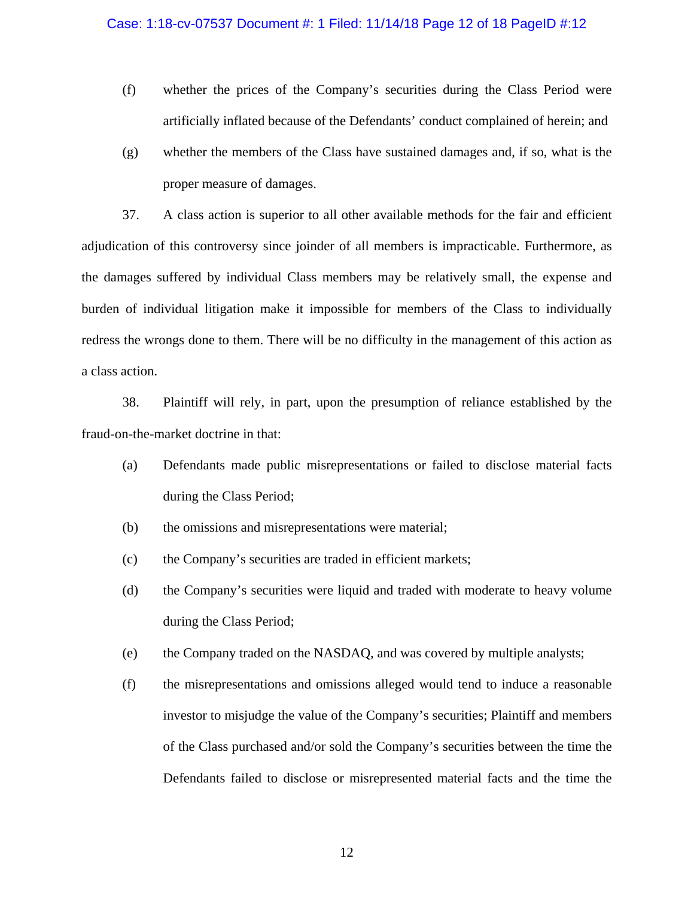(f) whether the prices of the Company's securities during the Class Period were artificially inflated because of the Defendants' conduct complained of herein; and

(g) whether the members of the Class have sustained damages and, if so, what is the proper measure of damages.

37. A class action is superior to all other available methods for the fair and efficient adjudication of this controversy since joinder of all members is impracticable. Furthermore, as the damages suffered by individual Class members may be relatively small, the expense and burden of individual litigation make it impossible for members of the Class to individually redress the wrongs done to them. There will be no difficulty in the management of this action as a class action.

38. Plaintiff will rely, in part, upon the presumption of reliance established by the fraud-on-the-market doctrine in that:

(a) Defendants made public misrepresentations or failed to disclose material facts during the Class Period;

(b) the omissions and misrepresentations were material;

(c) the Company's securities are traded in efficient markets;

(d) the Company's securities were liquid and traded with moderate to heavy volume during the Class Period;

(e) the Company traded on the NASDAQ, and was covered by multiple analysts;

(f) the misrepresentations and omissions alleged would tend to induce a reasonable investor to misjudge the value of the Company's securities; Plaintiff and members of the Class purchased and/or sold the Company's securities between the time the Defendants failed to disclose or misrepresented material facts and the time the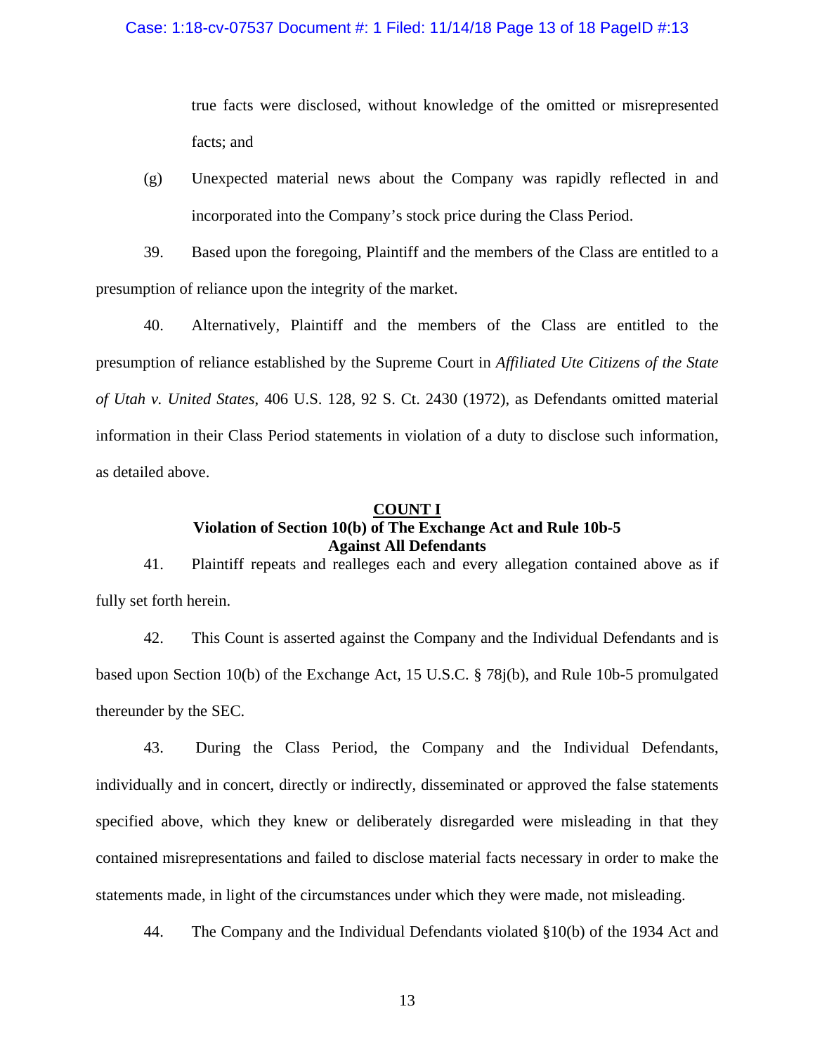true facts were disclosed, without knowledge of the omitted or misrepresented facts; and

(g) Unexpected material news about the Company was rapidly reflected in and incorporated into the Company's stock price during the Class Period.

39. Based upon the foregoing, Plaintiff and the members of the Class are entitled to a presumption of reliance upon the integrity of the market.

40. Alternatively, Plaintiff and the members of the Class are entitled to the presumption of reliance established by the Supreme Court in *Affiliated Ute Citizens of the State of Utah v. United States*, 406 U.S. 128, 92 S. Ct. 2430 (1972), as Defendants omitted material information in their Class Period statements in violation of a duty to disclose such information, as detailed above.

**COUNT I**
**Violation of Section 10(b) of The Exchange Act and Rule 10b-5**
**Against All Defendants**

41. Plaintiff repeats and realleges each and every allegation contained above as if fully set forth herein.

42. This Count is asserted against the Company and the Individual Defendants and is based upon Section 10(b) of the Exchange Act, 15 U.S.C. § 78j(b), and Rule 10b-5 promulgated thereunder by the SEC.

43. During the Class Period, the Company and the Individual Defendants, individually and in concert, directly or indirectly, disseminated or approved the false statements specified above, which they knew or deliberately disregarded were misleading in that they contained misrepresentations and failed to disclose material facts necessary in order to make the statements made, in light of the circumstances under which they were made, not misleading.

44. The Company and the Individual Defendants violated §10(b) of the 1934 Act and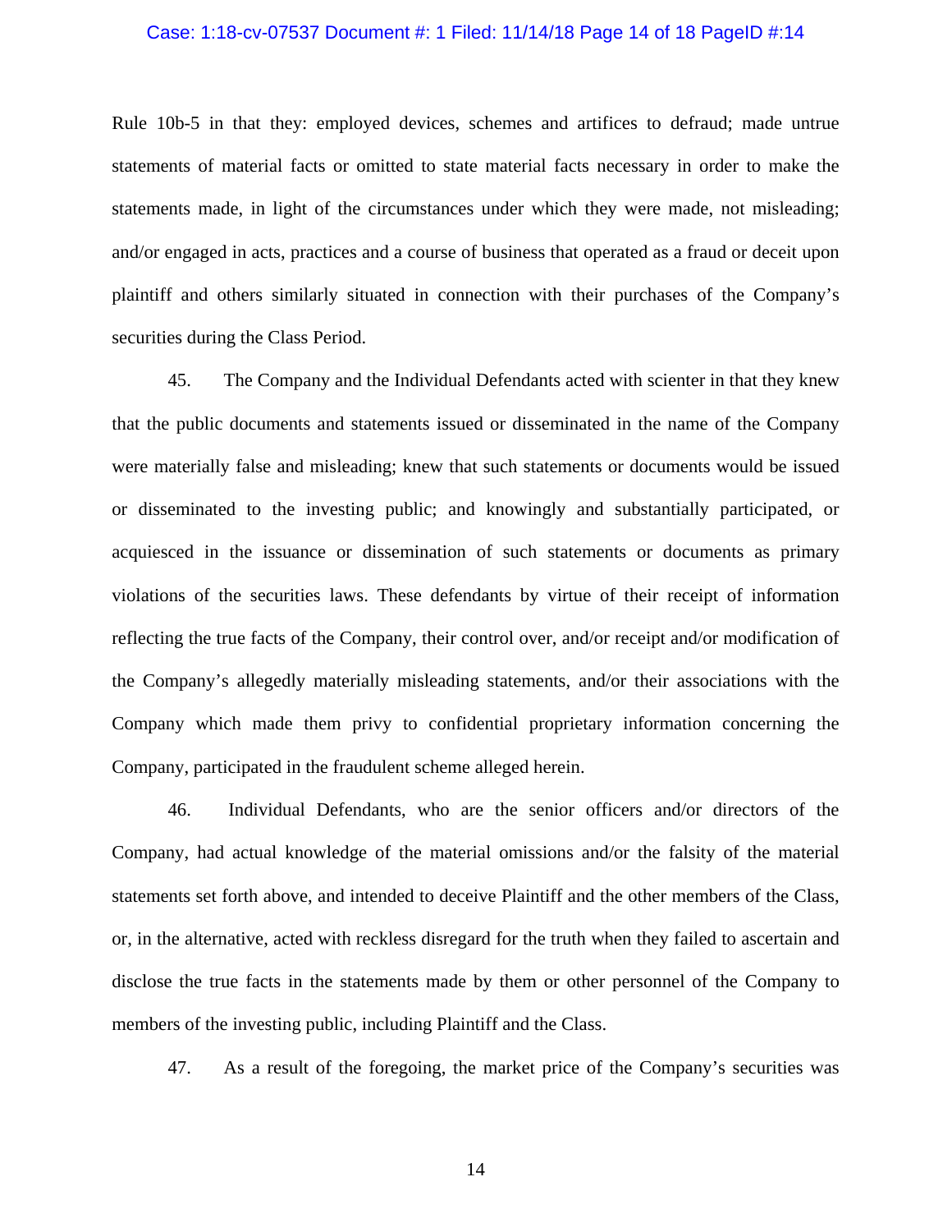Rule 10b-5 in that they: employed devices, schemes and artifices to defraud; made untrue statements of material facts or omitted to state material facts necessary in order to make the statements made, in light of the circumstances under which they were made, not misleading; and/or engaged in acts, practices and a course of business that operated as a fraud or deceit upon plaintiff and others similarly situated in connection with their purchases of the Company's securities during the Class Period.

45. The Company and the Individual Defendants acted with scienter in that they knew that the public documents and statements issued or disseminated in the name of the Company were materially false and misleading; knew that such statements or documents would be issued or disseminated to the investing public; and knowingly and substantially participated, or acquiesced in the issuance or dissemination of such statements or documents as primary violations of the securities laws. These defendants by virtue of their receipt of information reflecting the true facts of the Company, their control over, and/or receipt and/or modification of the Company's allegedly materially misleading statements, and/or their associations with the Company which made them privy to confidential proprietary information concerning the Company, participated in the fraudulent scheme alleged herein.

46. Individual Defendants, who are the senior officers and/or directors of the Company, had actual knowledge of the material omissions and/or the falsity of the material statements set forth above, and intended to deceive Plaintiff and the other members of the Class, or, in the alternative, acted with reckless disregard for the truth when they failed to ascertain and disclose the true facts in the statements made by them or other personnel of the Company to members of the investing public, including Plaintiff and the Class.

47. As a result of the foregoing, the market price of the Company's securities was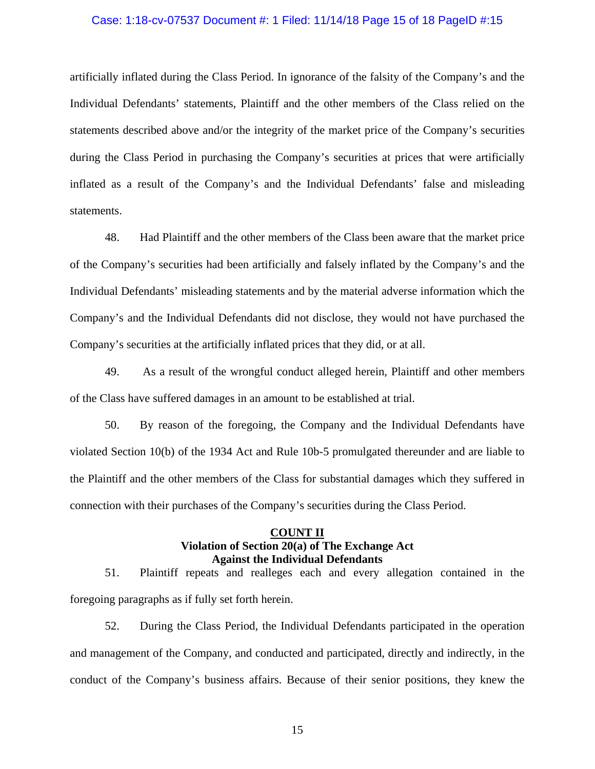artificially inflated during the Class Period. In ignorance of the falsity of the Company's and the Individual Defendants' statements, Plaintiff and the other members of the Class relied on the statements described above and/or the integrity of the market price of the Company's securities during the Class Period in purchasing the Company's securities at prices that were artificially inflated as a result of the Company's and the Individual Defendants' false and misleading statements.

48. Had Plaintiff and the other members of the Class been aware that the market price of the Company's securities had been artificially and falsely inflated by the Company's and the Individual Defendants' misleading statements and by the material adverse information which the Company's and the Individual Defendants did not disclose, they would not have purchased the Company's securities at the artificially inflated prices that they did, or at all.

49. As a result of the wrongful conduct alleged herein, Plaintiff and other members of the Class have suffered damages in an amount to be established at trial.

50. By reason of the foregoing, the Company and the Individual Defendants have violated Section 10(b) of the 1934 Act and Rule 10b-5 promulgated thereunder and are liable to the Plaintiff and the other members of the Class for substantial damages which they suffered in connection with their purchases of the Company's securities during the Class Period.

**COUNT II**
**Violation of Section 20(a) of The Exchange Act**
**Against the Individual Defendants**

51. Plaintiff repeats and realleges each and every allegation contained in the foregoing paragraphs as if fully set forth herein.

52. During the Class Period, the Individual Defendants participated in the operation and management of the Company, and conducted and participated, directly and indirectly, in the conduct of the Company's business affairs. Because of their senior positions, they knew the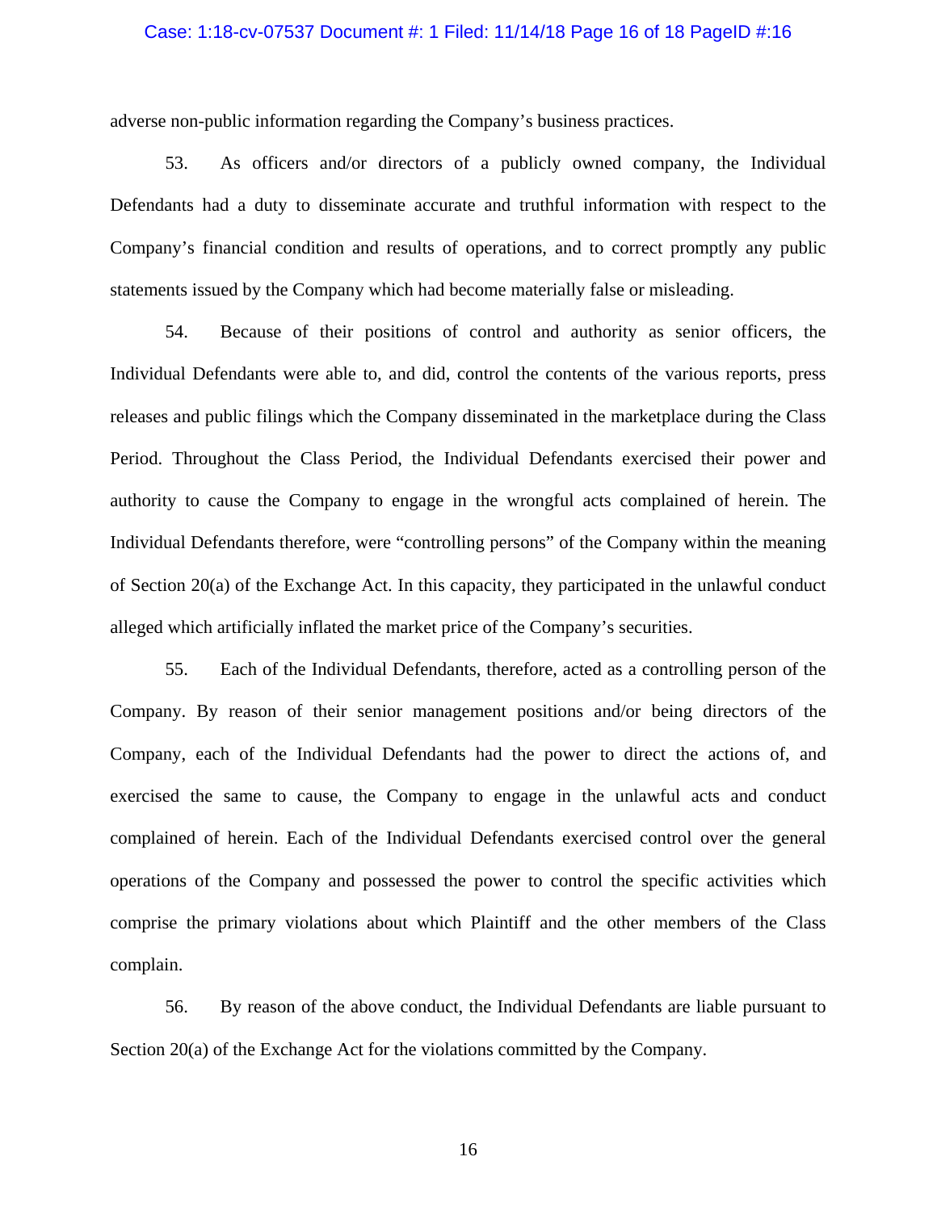adverse non-public information regarding the Company's business practices.

53. As officers and/or directors of a publicly owned company, the Individual Defendants had a duty to disseminate accurate and truthful information with respect to the Company's financial condition and results of operations, and to correct promptly any public statements issued by the Company which had become materially false or misleading.

54. Because of their positions of control and authority as senior officers, the Individual Defendants were able to, and did, control the contents of the various reports, press releases and public filings which the Company disseminated in the marketplace during the Class Period. Throughout the Class Period, the Individual Defendants exercised their power and authority to cause the Company to engage in the wrongful acts complained of herein. The Individual Defendants therefore, were "controlling persons" of the Company within the meaning of Section 20(a) of the Exchange Act. In this capacity, they participated in the unlawful conduct alleged which artificially inflated the market price of the Company's securities.

55. Each of the Individual Defendants, therefore, acted as a controlling person of the Company. By reason of their senior management positions and/or being directors of the Company, each of the Individual Defendants had the power to direct the actions of, and exercised the same to cause, the Company to engage in the unlawful acts and conduct complained of herein. Each of the Individual Defendants exercised control over the general operations of the Company and possessed the power to control the specific activities which comprise the primary violations about which Plaintiff and the other members of the Class complain.

56. By reason of the above conduct, the Individual Defendants are liable pursuant to Section 20(a) of the Exchange Act for the violations committed by the Company.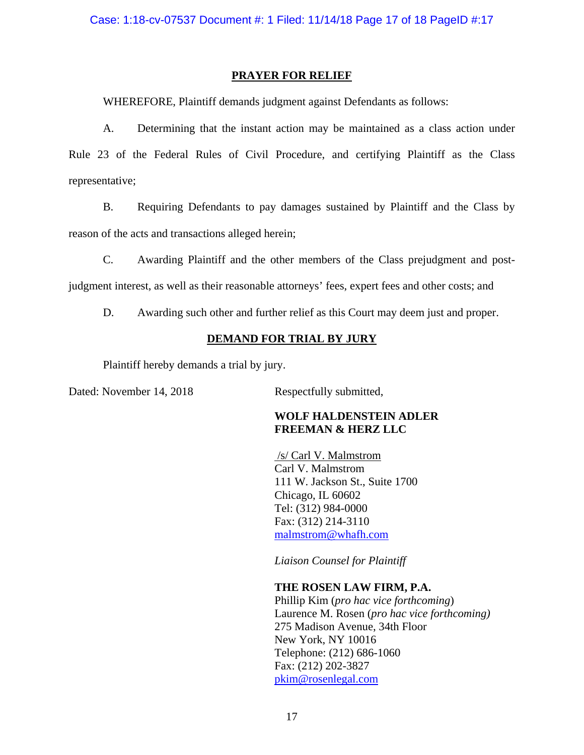## PRAYER FOR RELIEF

WHEREFORE, Plaintiff demands judgment against Defendants as follows:

A. Determining that the instant action may be maintained as a class action under Rule 23 of the Federal Rules of Civil Procedure, and certifying Plaintiff as the Class representative;

B. Requiring Defendants to pay damages sustained by Plaintiff and the Class by reason of the acts and transactions alleged herein;

C. Awarding Plaintiff and the other members of the Class prejudgment and post-judgment interest, as well as their reasonable attorneys' fees, expert fees and other costs; and

D. Awarding such other and further relief as this Court may deem just and proper.

## DEMAND FOR TRIAL BY JURY

Plaintiff hereby demands a trial by jury.

Dated: November 14, 2018

Respectfully submitted,

**WOLF HALDENSTEIN ADLER FREEMAN & HERZ LLC**

/s/ Carl V. Malmstrom
Carl V. Malmstrom
111 W. Jackson St., Suite 1700
Chicago, IL 60602
Tel: (312) 984-0000
Fax: (312) 214-3110
malmstrom@whafh.com

*Liaison Counsel for Plaintiff*

**THE ROSEN LAW FIRM, P.A.**
Phillip Kim (*pro hac vice forthcoming*)
Laurence M. Rosen (*pro hac vice forthcoming)*
275 Madison Avenue, 34th Floor
New York, NY 10016
Telephone: (212) 686-1060
Fax: (212) 202-3827
pkim@rosenlegal.com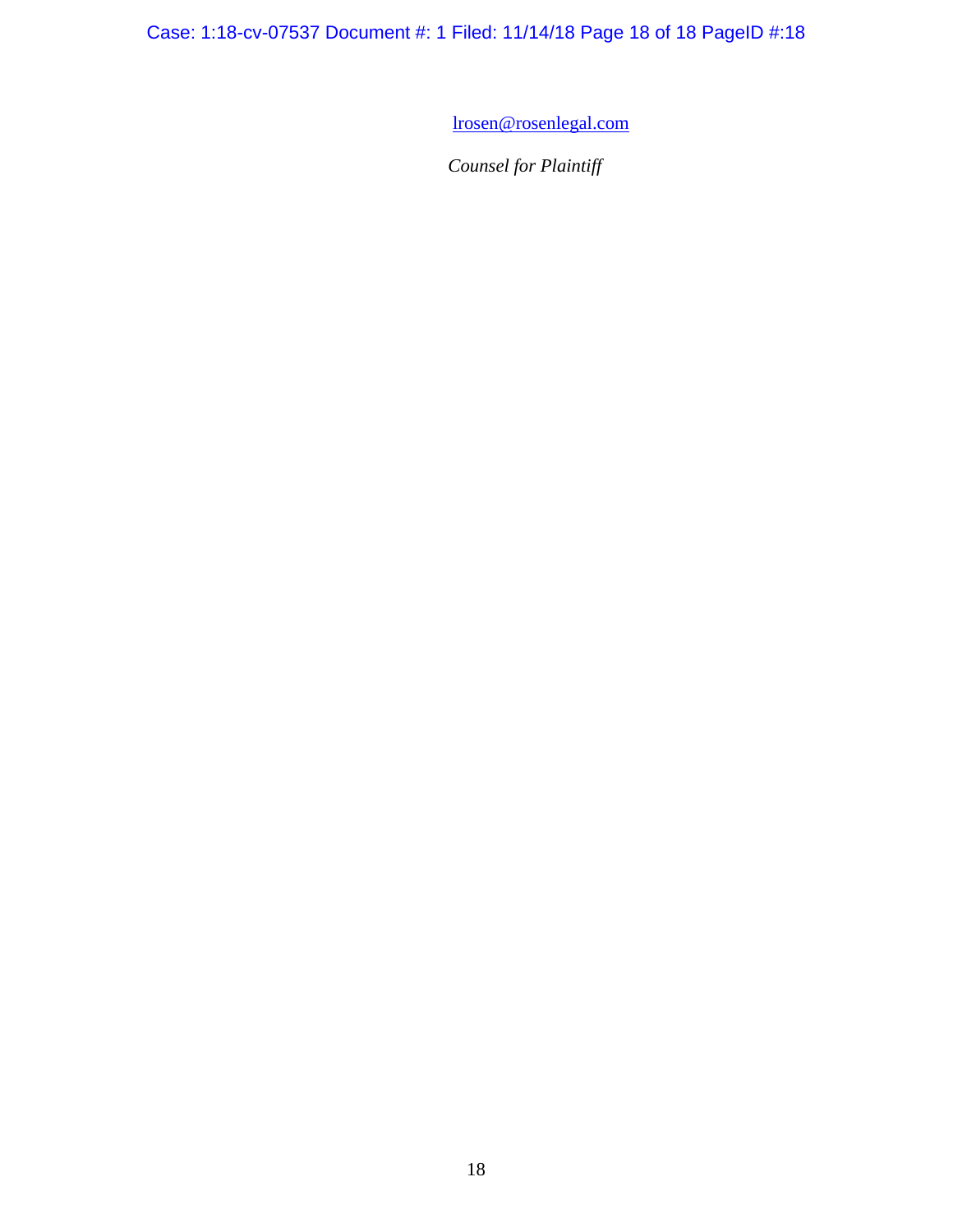lrosen@rosenlegal.com

*Counsel for Plaintiff*